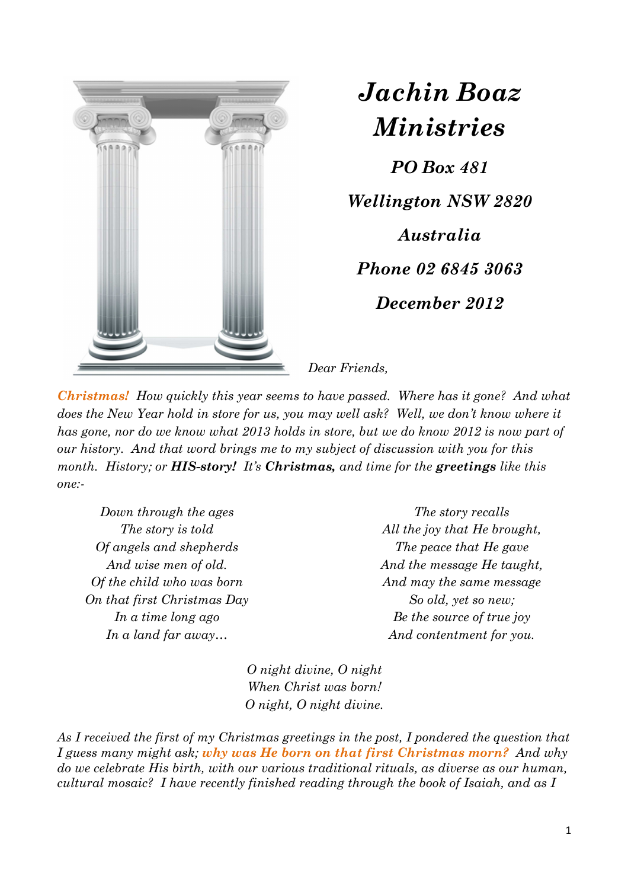# *Jachin Boaz Ministries*

***PO Box 481***

***Wellington NSW 2820***

***Australia***

***Phone 02 6845 3063***

***December 2012***

*Dear Friends,*

***Christmas!*** *How quickly this year seems to have passed. Where has it gone? And what does the New Year hold in store for us, you may well ask? Well, we don't know where it has gone, nor do we know what 2013 holds in store, but we do know 2012 is now part of our history. And that word brings me to my subject of discussion with you for this month. History; or* ***HIS-story!*** *It's* ***Christmas,*** *and time for the* ***greetings*** *like this one:-*

*Down through the ages*
*The story is told*
*Of angels and shepherds*
*And wise men of old.*
*Of the child who was born*
*On that first Christmas Day*
*In a time long ago*
*In a land far away…*

*The story recalls*
*All the joy that He brought,*
*The peace that He gave*
*And the message He taught,*
*And may the same message*
*So old, yet so new;*
*Be the source of true joy*
*And contentment for you.*

*O night divine, O night*
*When Christ was born!*
*O night, O night divine.*

*As I received the first of my Christmas greetings in the post, I pondered the question that I guess many might ask;* ***why was He born on that first Christmas morn?*** *And why do we celebrate His birth, with our various traditional rituals, as diverse as our human, cultural mosaic? I have recently finished reading through the book of Isaiah, and as I*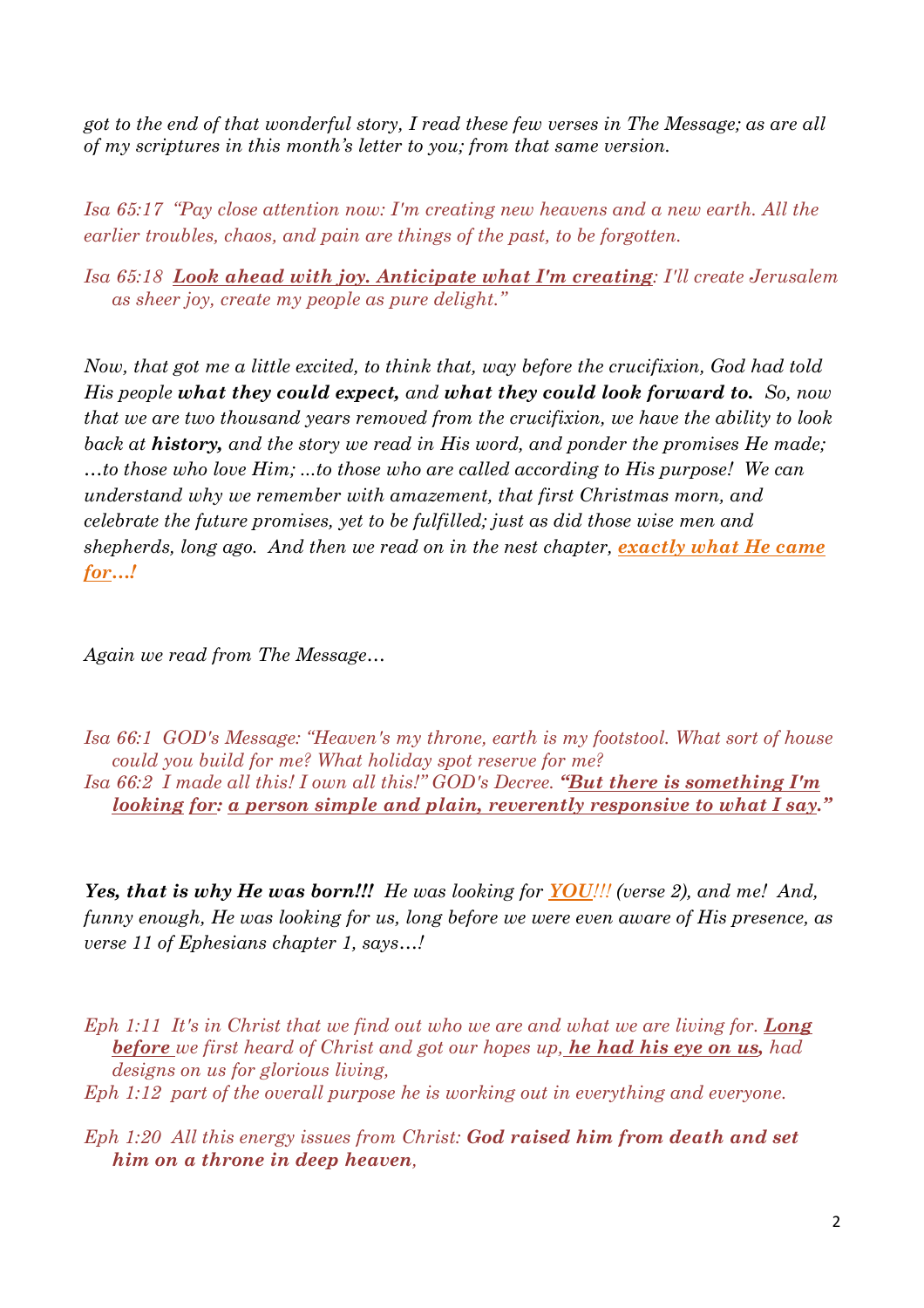*got to the end of that wonderful story, I read these few verses in The Message; as are all of my scriptures in this month's letter to you; from that same version.*

*Isa 65:17 "Pay close attention now: I'm creating new heavens and a new earth. All the earlier troubles, chaos, and pain are things of the past, to be forgotten.*

*Isa 65:18 **Look ahead with joy. Anticipate what I'm creating**: I'll create Jerusalem as sheer joy, create my people as pure delight."*

*Now, that got me a little excited, to think that, way before the crucifixion, God had told His people **what they could expect,** and **what they could look forward to.** So, now that we are two thousand years removed from the crucifixion, we have the ability to look back at **history,** and the story we read in His word, and ponder the promises He made; …to those who love Him; ...to those who are called according to His purpose! We can understand why we remember with amazement, that first Christmas morn, and celebrate the future promises, yet to be fulfilled; just as did those wise men and shepherds, long ago. And then we read on in the nest chapter, **exactly what He came for…!***

*Again we read from The Message…*

*Isa 66:1 GOD's Message: "Heaven's my throne, earth is my footstool. What sort of house could you build for me? What holiday spot reserve for me?*
*Isa 66:2 I made all this! I own all this!" GOD's Decree. **"But there is something I'm looking for: a person simple and plain, reverently responsive to what I say."***

***Yes, that is why He was born!!!** He was looking for **YOU**!!! (verse 2), and me! And, funny enough, He was looking for us, long before we were even aware of His presence, as verse 11 of Ephesians chapter 1, says…!*

*Eph 1:11 It's in Christ that we find out who we are and what we are living for. **Long before** we first heard of Christ and got our hopes up, **he had his eye on us,** had designs on us for glorious living,*
*Eph 1:12 part of the overall purpose he is working out in everything and everyone.*

*Eph 1:20 All this energy issues from Christ: **God raised him from death and set him on a throne in deep heaven,***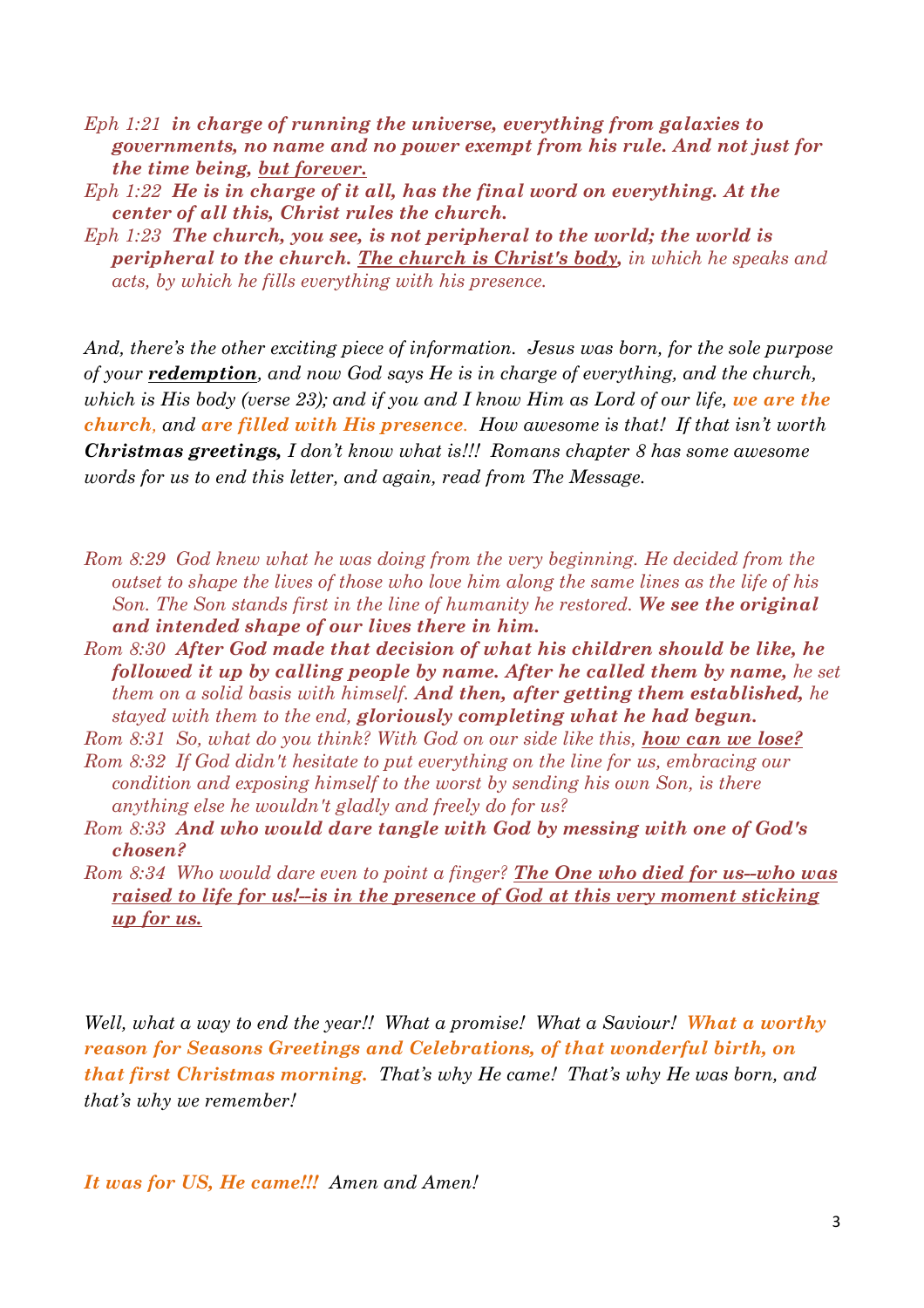*Eph 1:21* ***in charge of running the universe, everything from galaxies to governments, no name and no power exempt from his rule. And not just for the time being, but forever.***

*Eph 1:22* ***He is in charge of it all, has the final word on everything. At the center of all this, Christ rules the church.***

*Eph 1:23* ***The church, you see, is not peripheral to the world; the world is peripheral to the church. The church is Christ's body,*** *in which he speaks and acts, by which he fills everything with his presence.*

*And, there's the other exciting piece of information. Jesus was born, for the sole purpose of your* ***redemption****, and now God says He is in charge of everything, and the church, which is His body (verse 23); and if you and I know Him as Lord of our life,* ***we are the church****, and* ***are filled with His presence****. How awesome is that! If that isn't worth* ***Christmas greetings,*** *I don't know what is!!! Romans chapter 8 has some awesome words for us to end this letter, and again, read from The Message.*

*Rom 8:29 God knew what he was doing from the very beginning. He decided from the outset to shape the lives of those who love him along the same lines as the life of his Son. The Son stands first in the line of humanity he restored.* ***We see the original and intended shape of our lives there in him.***

*Rom 8:30* ***After God made that decision of what his children should be like, he followed it up by calling people by name. After he called them by name,*** *he set them on a solid basis with himself.* ***And then, after getting them established,*** *he stayed with them to the end,* ***gloriously completing what he had begun.***

*Rom 8:31 So, what do you think? With God on our side like this,* ***how can we lose?***

*Rom 8:32 If God didn't hesitate to put everything on the line for us, embracing our condition and exposing himself to the worst by sending his own Son, is there anything else he wouldn't gladly and freely do for us?*

*Rom 8:33* ***And who would dare tangle with God by messing with one of God's chosen?***

*Rom 8:34 Who would dare even to point a finger?* ***The One who died for us--who was raised to life for us!--is in the presence of God at this very moment sticking up for us.***

*Well, what a way to end the year!! What a promise! What a Saviour!* ***What a worthy reason for Seasons Greetings and Celebrations, of that wonderful birth, on that first Christmas morning.*** *That's why He came! That's why He was born, and that's why we remember!*

***It was for US, He came!!!*** *Amen and Amen!*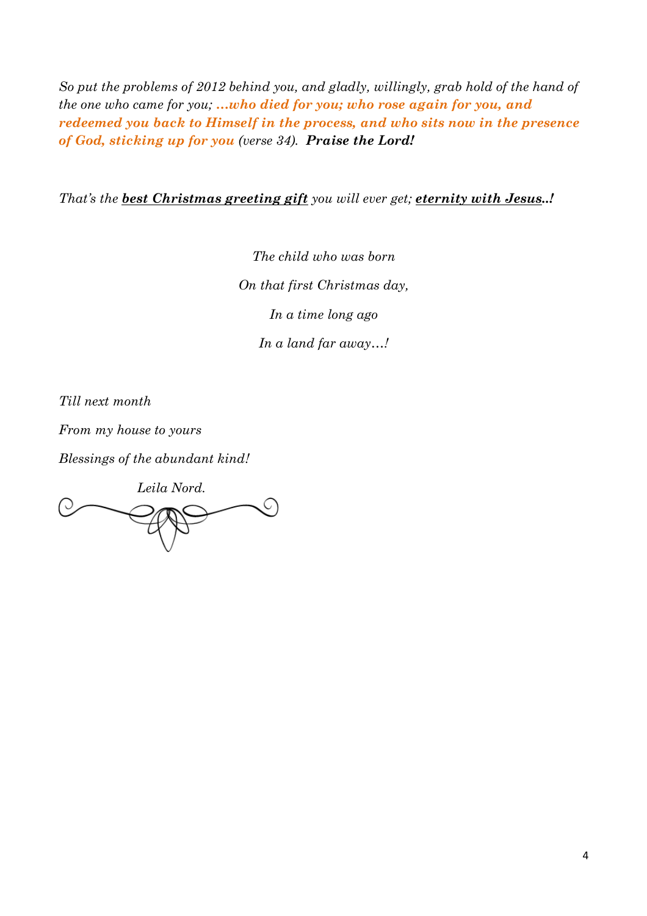*So put the problems of 2012 behind you, and gladly, willingly, grab hold of the hand of the one who came for you;* ***…who died for you; who rose again for you, and redeemed you back to Himself in the process, and who sits now in the presence of God, sticking up for you*** *(verse 34).* ***Praise the Lord!***

*That's the* ***best Christmas greeting gift*** *you will ever get;* ***eternity with Jesus..!***

*The child who was born*

*On that first Christmas day,*

*In a time long ago*

*In a land far away…!*

*Till next month*

*From my house to yours*

*Blessings of the abundant kind!*

*Leila Nord.*